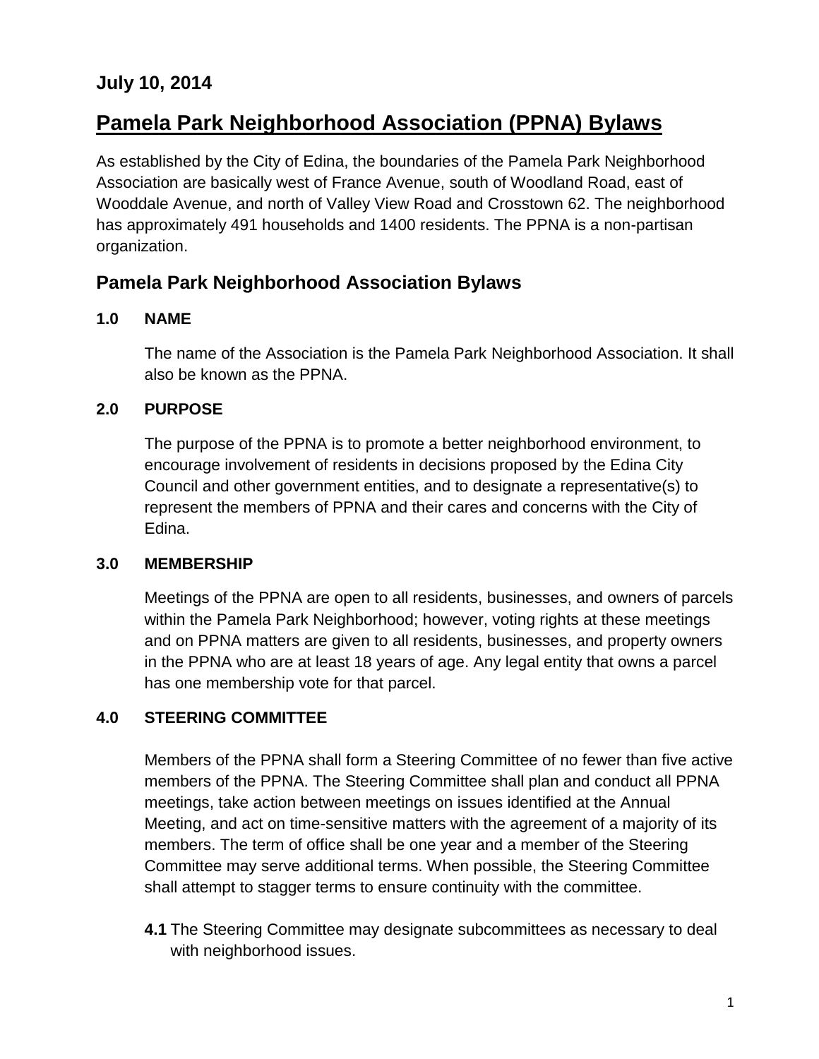**July 10, 2014**

# Pamela Park Neighborhood Association (PPNA) Bylaws

As established by the City of Edina, the boundaries of the Pamela Park Neighborhood Association are basically west of France Avenue, south of Woodland Road, east of Wooddale Avenue, and north of Valley View Road and Crosstown 62. The neighborhood has approximately 491 households and 1400 residents. The PPNA is a non-partisan organization.

## Pamela Park Neighborhood Association Bylaws

### 1.0 NAME

The name of the Association is the Pamela Park Neighborhood Association. It shall also be known as the PPNA.

### 2.0 PURPOSE

The purpose of the PPNA is to promote a better neighborhood environment, to encourage involvement of residents in decisions proposed by the Edina City Council and other government entities, and to designate a representative(s) to represent the members of PPNA and their cares and concerns with the City of Edina.

### 3.0 MEMBERSHIP

Meetings of the PPNA are open to all residents, businesses, and owners of parcels within the Pamela Park Neighborhood; however, voting rights at these meetings and on PPNA matters are given to all residents, businesses, and property owners in the PPNA who are at least 18 years of age. Any legal entity that owns a parcel has one membership vote for that parcel.

### 4.0 STEERING COMMITTEE

Members of the PPNA shall form a Steering Committee of no fewer than five active members of the PPNA. The Steering Committee shall plan and conduct all PPNA meetings, take action between meetings on issues identified at the Annual Meeting, and act on time-sensitive matters with the agreement of a majority of its members. The term of office shall be one year and a member of the Steering Committee may serve additional terms. When possible, the Steering Committee shall attempt to stagger terms to ensure continuity with the committee.

**4.1** The Steering Committee may designate subcommittees as necessary to deal with neighborhood issues.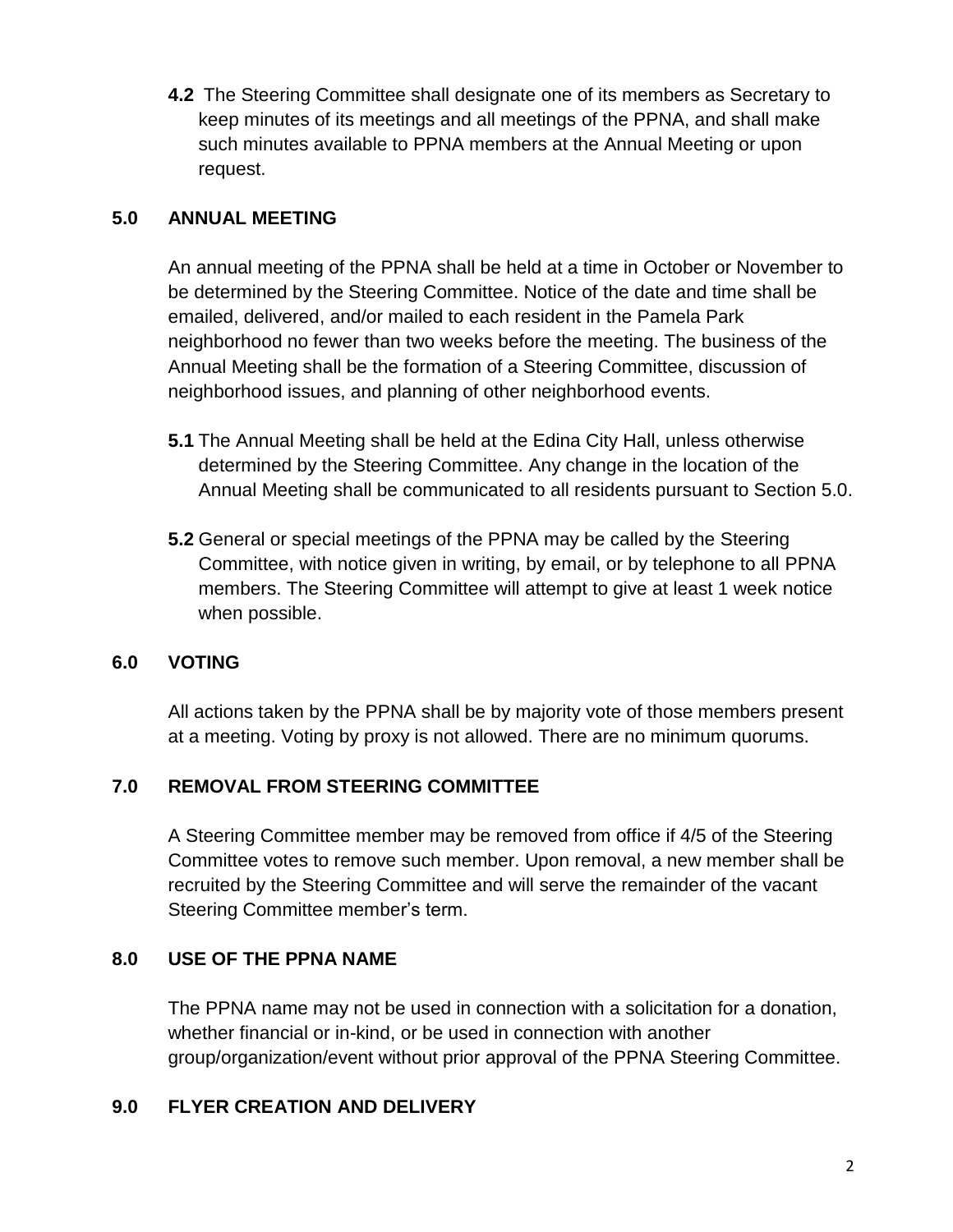**4.2** The Steering Committee shall designate one of its members as Secretary to keep minutes of its meetings and all meetings of the PPNA, and shall make such minutes available to PPNA members at the Annual Meeting or upon request.

## 5.0 ANNUAL MEETING

An annual meeting of the PPNA shall be held at a time in October or November to be determined by the Steering Committee. Notice of the date and time shall be emailed, delivered, and/or mailed to each resident in the Pamela Park neighborhood no fewer than two weeks before the meeting. The business of the Annual Meeting shall be the formation of a Steering Committee, discussion of neighborhood issues, and planning of other neighborhood events.

**5.1** The Annual Meeting shall be held at the Edina City Hall, unless otherwise determined by the Steering Committee. Any change in the location of the Annual Meeting shall be communicated to all residents pursuant to Section 5.0.

**5.2** General or special meetings of the PPNA may be called by the Steering Committee, with notice given in writing, by email, or by telephone to all PPNA members. The Steering Committee will attempt to give at least 1 week notice when possible.

## 6.0 VOTING

All actions taken by the PPNA shall be by majority vote of those members present at a meeting. Voting by proxy is not allowed. There are no minimum quorums.

## 7.0 REMOVAL FROM STEERING COMMITTEE

A Steering Committee member may be removed from office if 4/5 of the Steering Committee votes to remove such member. Upon removal, a new member shall be recruited by the Steering Committee and will serve the remainder of the vacant Steering Committee member's term.

## 8.0 USE OF THE PPNA NAME

The PPNA name may not be used in connection with a solicitation for a donation, whether financial or in-kind, or be used in connection with another group/organization/event without prior approval of the PPNA Steering Committee.

## 9.0 FLYER CREATION AND DELIVERY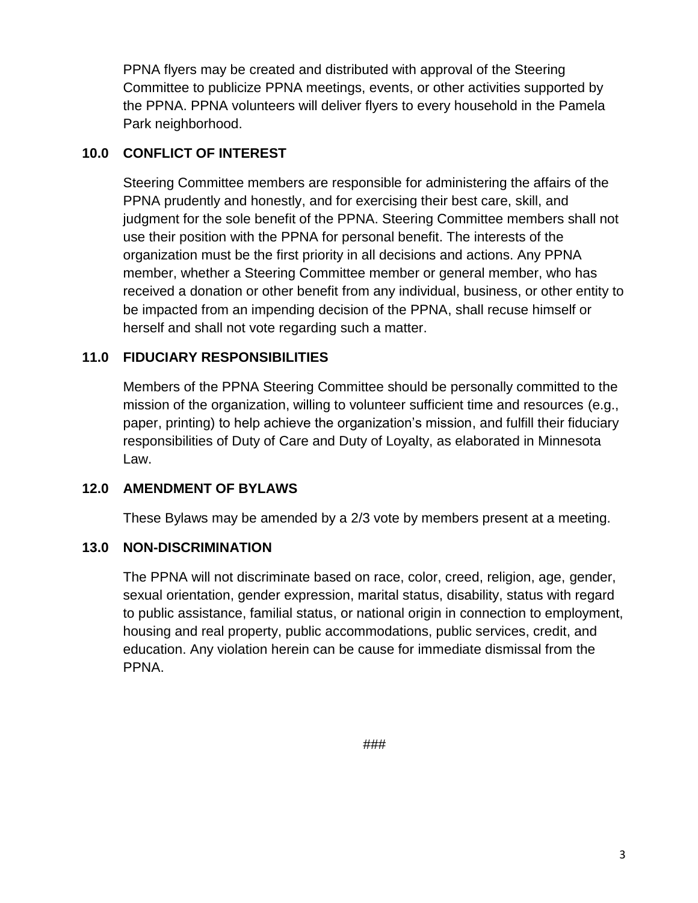PPNA flyers may be created and distributed with approval of the Steering Committee to publicize PPNA meetings, events, or other activities supported by the PPNA. PPNA volunteers will deliver flyers to every household in the Pamela Park neighborhood.

## 10.0 CONFLICT OF INTEREST

Steering Committee members are responsible for administering the affairs of the PPNA prudently and honestly, and for exercising their best care, skill, and judgment for the sole benefit of the PPNA. Steering Committee members shall not use their position with the PPNA for personal benefit. The interests of the organization must be the first priority in all decisions and actions. Any PPNA member, whether a Steering Committee member or general member, who has received a donation or other benefit from any individual, business, or other entity to be impacted from an impending decision of the PPNA, shall recuse himself or herself and shall not vote regarding such a matter.

## 11.0 FIDUCIARY RESPONSIBILITIES

Members of the PPNA Steering Committee should be personally committed to the mission of the organization, willing to volunteer sufficient time and resources (e.g., paper, printing) to help achieve the organization's mission, and fulfill their fiduciary responsibilities of Duty of Care and Duty of Loyalty, as elaborated in Minnesota Law.

## 12.0 AMENDMENT OF BYLAWS

These Bylaws may be amended by a 2/3 vote by members present at a meeting.

## 13.0 NON-DISCRIMINATION

The PPNA will not discriminate based on race, color, creed, religion, age, gender, sexual orientation, gender expression, marital status, disability, status with regard to public assistance, familial status, or national origin in connection to employment, housing and real property, public accommodations, public services, credit, and education. Any violation herein can be cause for immediate dismissal from the PPNA.

###